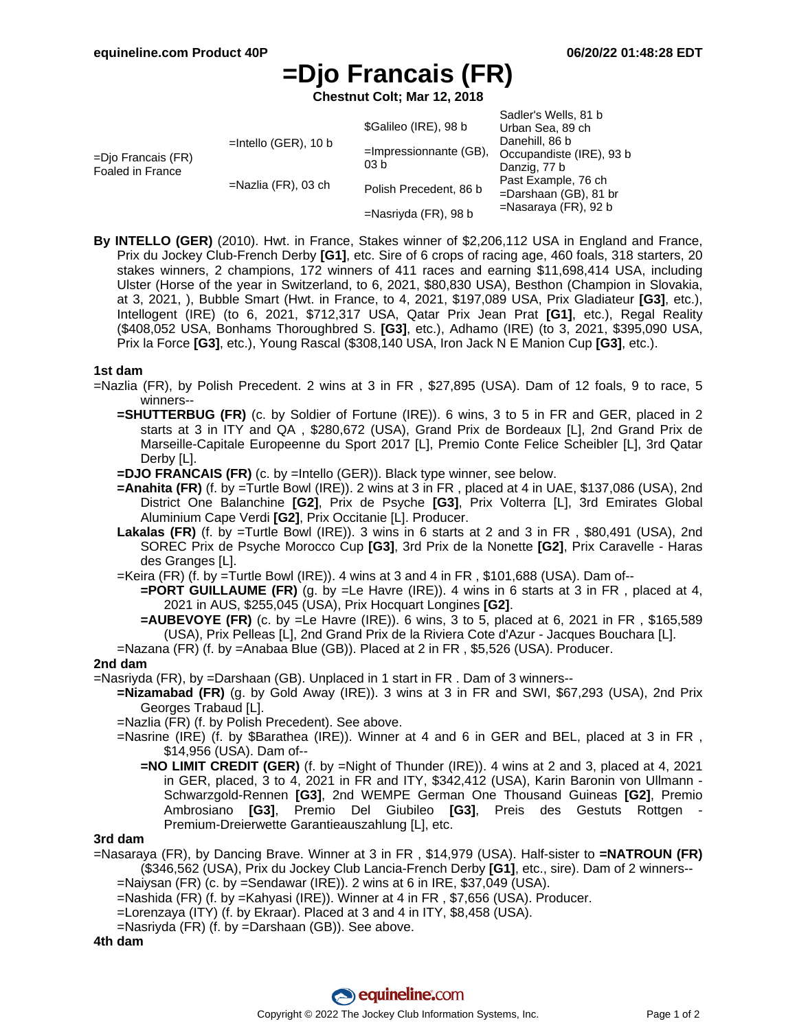# =Djo Francais (FR)

**Chestnut Colt; Mar 12, 2018**

| | | | |
|---|---|---|---|
| =Djo Francais (FR) Foaled in France | =Intello (GER), 10 b | $Galileo (IRE), 98 b | Sadler's Wells, 81 b |
| | | | Urban Sea, 89 ch |
| | | =Impressionnante (GB), 03 b | Danehill, 86 b |
| | | | Occupandiste (IRE), 93 b |
| | =Nazlia (FR), 03 ch | Polish Precedent, 86 b | Danzig, 77 b |
| | | | Past Example, 76 ch |
| | | =Nasriyda (FR), 98 b | =Darshaan (GB), 81 br |
| | | | =Nasaraya (FR), 92 b |

**By INTELLO (GER)** (2010). Hwt. in France, Stakes winner of $2,206,112 USA in England and France, Prix du Jockey Club-French Derby **[G1]**, etc. Sire of 6 crops of racing age, 460 foals, 318 starters, 20 stakes winners, 2 champions, 172 winners of 411 races and earning $11,698,414 USA, including Ulster (Horse of the year in Switzerland, to 6, 2021, $80,830 USA), Besthon (Champion in Slovakia, at 3, 2021, ), Bubble Smart (Hwt. in France, to 4, 2021, $197,089 USA, Prix Gladiateur **[G3]**, etc.), Intellogent (IRE) (to 6, 2021, $712,317 USA, Qatar Prix Jean Prat **[G1]**, etc.), Regal Reality ($408,052 USA, Bonhams Thoroughbred S. **[G3]**, etc.), Adhamo (IRE) (to 3, 2021, $395,090 USA, Prix la Force **[G3]**, etc.), Young Rascal ($308,140 USA, Iron Jack N E Manion Cup **[G3]**, etc.).

### 1st dam

=Nazlia (FR), by Polish Precedent. 2 wins at 3 in FR , $27,895 (USA). Dam of 12 foals, 9 to race, 5 winners--

- **=SHUTTERBUG (FR)** (c. by Soldier of Fortune (IRE)). 6 wins, 3 to 5 in FR and GER, placed in 2 starts at 3 in ITY and QA , $280,672 (USA), Grand Prix de Bordeaux [L], 2nd Grand Prix de Marseille-Capitale Europeenne du Sport 2017 [L], Premio Conte Felice Scheibler [L], 3rd Qatar Derby [L].
- **=DJO FRANCAIS (FR)** (c. by =Intello (GER)). Black type winner, see below.
- **=Anahita (FR)** (f. by =Turtle Bowl (IRE)). 2 wins at 3 in FR , placed at 4 in UAE, $137,086 (USA), 2nd District One Balanchine **[G2]**, Prix de Psyche **[G3]**, Prix Volterra [L], 3rd Emirates Global Aluminium Cape Verdi **[G2]**, Prix Occitanie [L]. Producer.
- **Lakalas (FR)** (f. by =Turtle Bowl (IRE)). 3 wins in 6 starts at 2 and 3 in FR , $80,491 (USA), 2nd SOREC Prix de Psyche Morocco Cup **[G3]**, 3rd Prix de la Nonette **[G2]**, Prix Caravelle - Haras des Granges [L].
- =Keira (FR) (f. by =Turtle Bowl (IRE)). 4 wins at 3 and 4 in FR , $101,688 (USA). Dam of--
  - **=PORT GUILLAUME (FR)** (g. by =Le Havre (IRE)). 4 wins in 6 starts at 3 in FR , placed at 4, 2021 in AUS, $255,045 (USA), Prix Hocquart Longines **[G2]**.
  - **=AUBEVOYE (FR)** (c. by =Le Havre (IRE)). 6 wins, 3 to 5, placed at 6, 2021 in FR , $165,589 (USA), Prix Pelleas [L], 2nd Grand Prix de la Riviera Cote d'Azur - Jacques Bouchara [L].
- =Nazana (FR) (f. by =Anabaa Blue (GB)). Placed at 2 in FR , $5,526 (USA). Producer.

### 2nd dam

=Nasriyda (FR), by =Darshaan (GB). Unplaced in 1 start in FR . Dam of 3 winners--

- **=Nizamabad (FR)** (g. by Gold Away (IRE)). 3 wins at 3 in FR and SWI, $67,293 (USA), 2nd Prix Georges Trabaud [L].
- =Nazlia (FR) (f. by Polish Precedent). See above.
- =Nasrine (IRE) (f. by $Barathea (IRE)). Winner at 4 and 6 in GER and BEL, placed at 3 in FR , $14,956 (USA). Dam of--
  - **=NO LIMIT CREDIT (GER)** (f. by =Night of Thunder (IRE)). 4 wins at 2 and 3, placed at 4, 2021 in GER, placed, 3 to 4, 2021 in FR and ITY, $342,412 (USA), Karin Baronin von Ullmann - Schwarzgold-Rennen **[G3]**, 2nd WEMPE German One Thousand Guineas **[G2]**, Premio Ambrosiano **[G3]**, Premio Del Giubileo **[G3]**, Preis des Gestuts Rottgen - Premium-Dreierwette Garantieauszahlung [L], etc.

### 3rd dam

=Nasaraya (FR), by Dancing Brave. Winner at 3 in FR , $14,979 (USA). Half-sister to **=NATROUN (FR)** ($346,562 (USA), Prix du Jockey Club Lancia-French Derby **[G1]**, etc., sire). Dam of 2 winners--

- =Naiysan (FR) (c. by =Sendawar (IRE)). 2 wins at 6 in IRE, $37,049 (USA).
- =Nashida (FR) (f. by =Kahyasi (IRE)). Winner at 4 in FR , $7,656 (USA). Producer.
- =Lorenzaya (ITY) (f. by Ekraar). Placed at 3 and 4 in ITY, $8,458 (USA).
- =Nasriyda (FR) (f. by =Darshaan (GB)). See above.

### 4th dam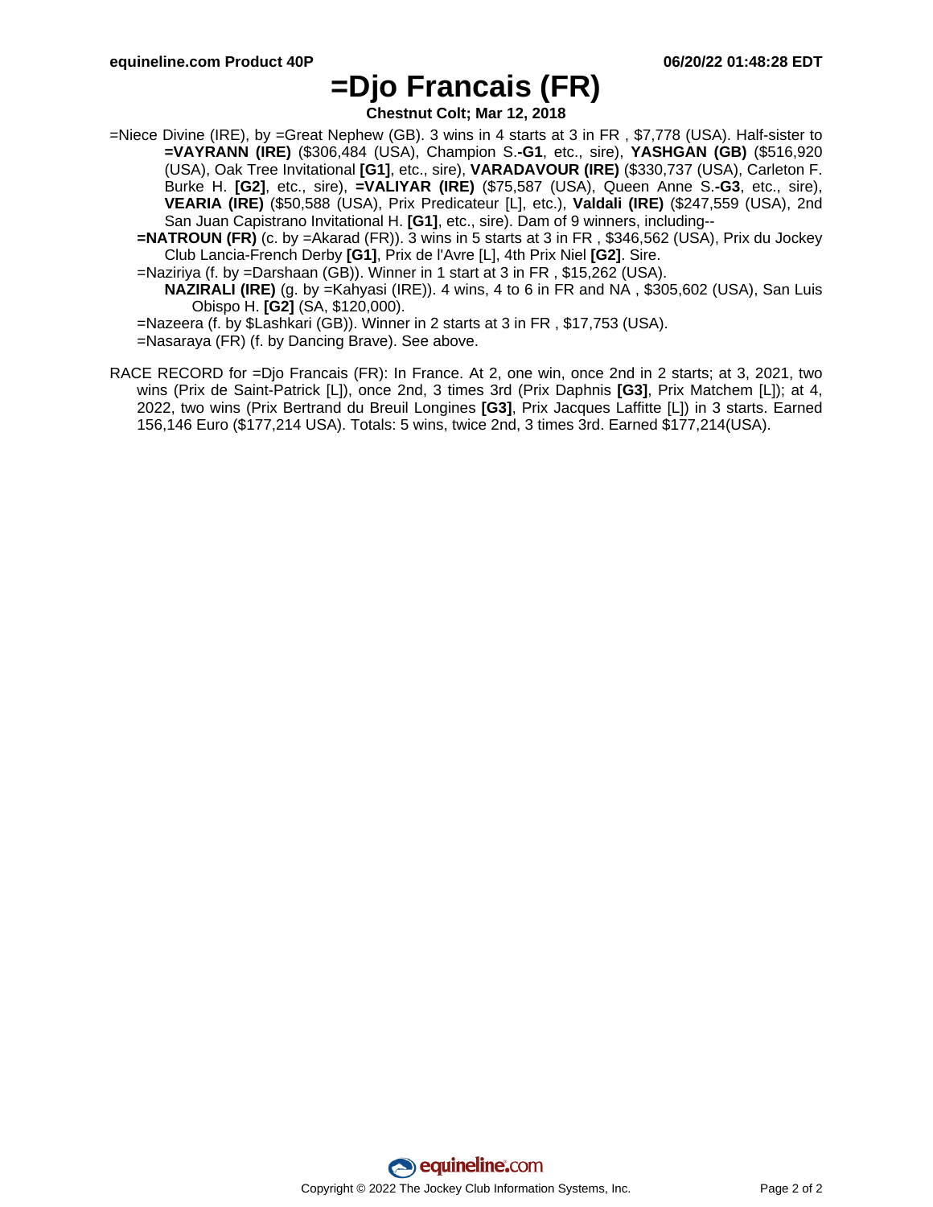# =Djo Francais (FR)

**Chestnut Colt; Mar 12, 2018**

=Niece Divine (IRE), by =Great Nephew (GB). 3 wins in 4 starts at 3 in FR , $7,778 (USA). Half-sister to **=VAYRANN (IRE)** ($306,484 (USA), Champion S.-**G1**, etc., sire), **YASHGAN (GB)** ($516,920 (USA), Oak Tree Invitational **[G1]**, etc., sire), **VARADAVOUR (IRE)** ($330,737 (USA), Carleton F. Burke H. **[G2]**, etc., sire), **=VALIYAR (IRE)** ($75,587 (USA), Queen Anne S.-**G3**, etc., sire), **VEARIA (IRE)** ($50,588 (USA), Prix Predicateur [L], etc.), **Valdali (IRE)** ($247,559 (USA), 2nd San Juan Capistrano Invitational H. **[G1]**, etc., sire). Dam of 9 winners, including--

**=NATROUN (FR)** (c. by =Akarad (FR)). 3 wins in 5 starts at 3 in FR , $346,562 (USA), Prix du Jockey Club Lancia-French Derby **[G1]**, Prix de l'Avre [L], 4th Prix Niel **[G2]**. Sire.

=Naziriya (f. by =Darshaan (GB)). Winner in 1 start at 3 in FR , $15,262 (USA).

**NAZIRALI (IRE)** (g. by =Kahyasi (IRE)). 4 wins, 4 to 6 in FR and NA , $305,602 (USA), San Luis Obispo H. **[G2]** (SA, $120,000).

=Nazeera (f. by $Lashkari (GB)). Winner in 2 starts at 3 in FR , $17,753 (USA).

=Nasaraya (FR) (f. by Dancing Brave). See above.

RACE RECORD for =Djo Francais (FR): In France. At 2, one win, once 2nd in 2 starts; at 3, 2021, two wins (Prix de Saint-Patrick [L]), once 2nd, 3 times 3rd (Prix Daphnis **[G3]**, Prix Matchem [L]); at 4, 2022, two wins (Prix Bertrand du Breuil Longines **[G3]**, Prix Jacques Laffitte [L]) in 3 starts. Earned 156,146 Euro ($177,214 USA). Totals: 5 wins, twice 2nd, 3 times 3rd. Earned $177,214(USA).